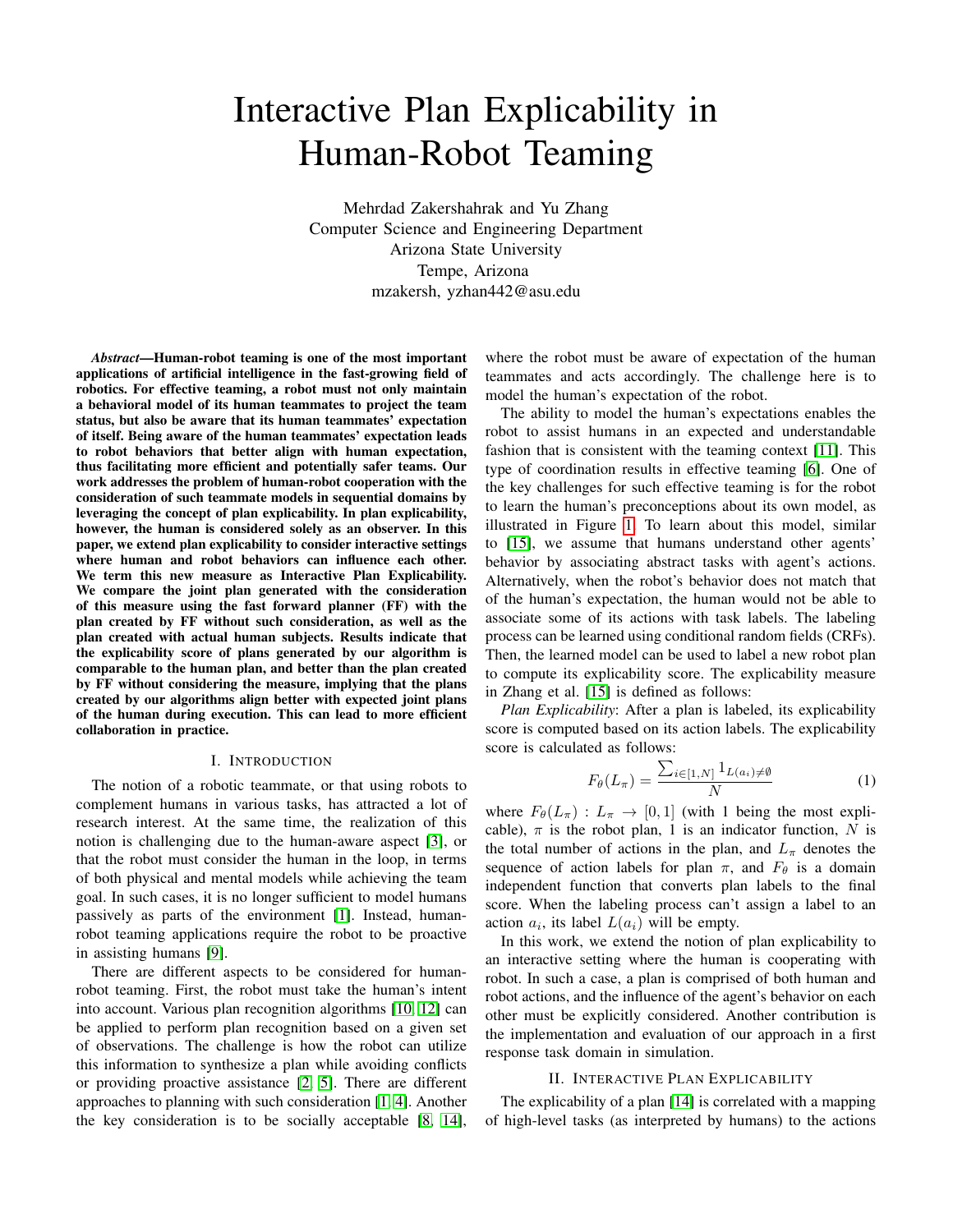# Interactive Plan Explicability in Human-Robot Teaming

Mehrdad Zakershahrak and Yu Zhang
Computer Science and Engineering Department
Arizona State University
Tempe, Arizona
mzakersh, yzhan442@asu.edu

***Abstract*—Human-robot teaming is one of the most important applications of artificial intelligence in the fast-growing field of robotics. For effective teaming, a robot must not only maintain a behavioral model of its human teammates to project the team status, but also be aware that its human teammates' expectation of itself. Being aware of the human teammates' expectation leads to robot behaviors that better align with human expectation, thus facilitating more efficient and potentially safer teams. Our work addresses the problem of human-robot cooperation with the consideration of such teammate models in sequential domains by leveraging the concept of plan explicability. In plan explicability, however, the human is considered solely as an observer. In this paper, we extend plan explicability to consider interactive settings where human and robot behaviors can influence each other. We term this new measure as Interactive Plan Explicability. We compare the joint plan generated with the consideration of this measure using the fast forward planner (FF) with the plan created by FF without such consideration, as well as the plan created with actual human subjects. Results indicate that the explicability score of plans generated by our algorithm is comparable to the human plan, and better than the plan created by FF without considering the measure, implying that the plans created by our algorithms align better with expected joint plans of the human during execution. This can lead to more efficient collaboration in practice.**

## I. Introduction

The notion of a robotic teammate, or that using robots to complement humans in various tasks, has attracted a lot of research interest. At the same time, the realization of this notion is challenging due to the human-aware aspect [3], or that the robot must consider the human in the loop, in terms of both physical and mental models while achieving the team goal. In such cases, it is no longer sufficient to model humans passively as parts of the environment [1]. Instead, human-robot teaming applications require the robot to be proactive in assisting humans [9].

There are different aspects to be considered for human-robot teaming. First, the robot must take the human's intent into account. Various plan recognition algorithms [10, 12] can be applied to perform plan recognition based on a given set of observations. The challenge is how the robot can utilize this information to synthesize a plan while avoiding conflicts or providing proactive assistance [2, 5]. There are different approaches to planning with such consideration [1, 4]. Another the key consideration is to be socially acceptable [8, 14], where the robot must be aware of expectation of the human teammates and acts accordingly. The challenge here is to model the human's expectation of the robot.

The ability to model the human's expectations enables the robot to assist humans in an expected and understandable fashion that is consistent with the teaming context [11]. This type of coordination results in effective teaming [6]. One of the key challenges for such effective teaming is for the robot to learn the human's preconceptions about its own model, as illustrated in Figure 1. To learn about this model, similar to [15], we assume that humans understand other agents' behavior by associating abstract tasks with agent's actions. Alternatively, when the robot's behavior does not match that of the human's expectation, the human would not be able to associate some of its actions with task labels. The labeling process can be learned using conditional random fields (CRFs). Then, the learned model can be used to label a new robot plan to compute its explicability score. The explicability measure in Zhang et al. [15] is defined as follows:

*Plan Explicability*: After a plan is labeled, its explicability score is computed based on its action labels. The explicability score is calculated as follows:

$$F_\theta(L_\pi) = \frac{\sum_{i \in [1,N]} 1_{L(a_i) \neq \emptyset}}{N} \tag{1}$$

where $F_\theta(L_\pi) : L_\pi \to [0, 1]$ (with 1 being the most explicable), $\pi$ is the robot plan, 1 is an indicator function, $N$ is the total number of actions in the plan, and $L_\pi$ denotes the sequence of action labels for plan $\pi$, and $F_\theta$ is a domain independent function that converts plan labels to the final score. When the labeling process can't assign a label to an action $a_i$, its label $L(a_i)$ will be empty.

In this work, we extend the notion of plan explicability to an interactive setting where the human is cooperating with robot. In such a case, a plan is comprised of both human and robot actions, and the influence of the agent's behavior on each other must be explicitly considered. Another contribution is the implementation and evaluation of our approach in a first response task domain in simulation.

## II. Interactive Plan Explicability

The explicability of a plan [14] is correlated with a mapping of high-level tasks (as interpreted by humans) to the actions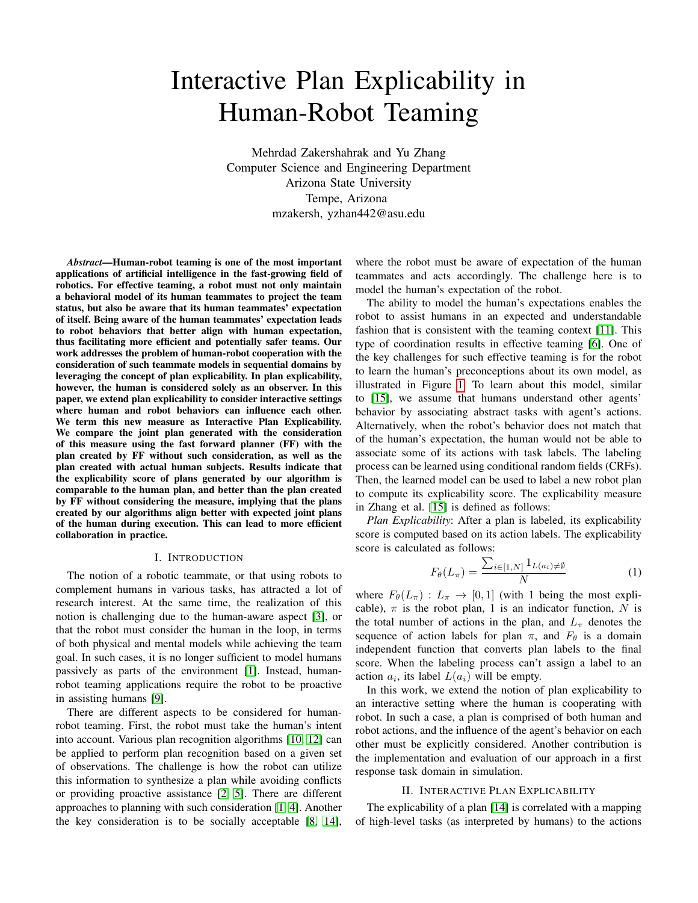# Interactive Plan Explicability in Human-Robot Teaming

Mehrdad Zakershahrak and Yu Zhang
Computer Science and Engineering Department
Arizona State University
Tempe, Arizona
mzakersh, yzhan442@asu.edu

***Abstract*—Human-robot teaming is one of the most important applications of artificial intelligence in the fast-growing field of robotics. For effective teaming, a robot must not only maintain a behavioral model of its human teammates to project the team status, but also be aware that its human teammates' expectation of itself. Being aware of the human teammates' expectation leads to robot behaviors that better align with human expectation, thus facilitating more efficient and potentially safer teams. Our work addresses the problem of human-robot cooperation with the consideration of such teammate models in sequential domains by leveraging the concept of plan explicability. In plan explicability, however, the human is considered solely as an observer. In this paper, we extend plan explicability to consider interactive settings where human and robot behaviors can influence each other. We term this new measure as Interactive Plan Explicability. We compare the joint plan generated with the consideration of this measure using the fast forward planner (FF) with the plan created by FF without such consideration, as well as the plan created with actual human subjects. Results indicate that the explicability score of plans generated by our algorithm is comparable to the human plan, and better than the plan created by FF without considering the measure, implying that the plans created by our algorithms align better with expected joint plans of the human during execution. This can lead to more efficient collaboration in practice.**

## I. Introduction

The notion of a robotic teammate, or that using robots to complement humans in various tasks, has attracted a lot of research interest. At the same time, the realization of this notion is challenging due to the human-aware aspect [3], or that the robot must consider the human in the loop, in terms of both physical and mental models while achieving the team goal. In such cases, it is no longer sufficient to model humans passively as parts of the environment [1]. Instead, human-robot teaming applications require the robot to be proactive in assisting humans [9].

There are different aspects to be considered for human-robot teaming. First, the robot must take the human's intent into account. Various plan recognition algorithms [10, 12] can be applied to perform plan recognition based on a given set of observations. The challenge is how the robot can utilize this information to synthesize a plan while avoiding conflicts or providing proactive assistance [2, 5]. There are different approaches to planning with such consideration [1, 4]. Another the key consideration is to be socially acceptable [8, 14], where the robot must be aware of expectation of the human teammates and acts accordingly. The challenge here is to model the human's expectation of the robot.

The ability to model the human's expectations enables the robot to assist humans in an expected and understandable fashion that is consistent with the teaming context [11]. This type of coordination results in effective teaming [6]. One of the key challenges for such effective teaming is for the robot to learn the human's preconceptions about its own model, as illustrated in Figure 1. To learn about this model, similar to [15], we assume that humans understand other agents' behavior by associating abstract tasks with agent's actions. Alternatively, when the robot's behavior does not match that of the human's expectation, the human would not be able to associate some of its actions with task labels. The labeling process can be learned using conditional random fields (CRFs). Then, the learned model can be used to label a new robot plan to compute its explicability score. The explicability measure in Zhang et al. [15] is defined as follows:

*Plan Explicability*: After a plan is labeled, its explicability score is computed based on its action labels. The explicability score is calculated as follows:

$$F_\theta(L_\pi) = \frac{\sum_{i \in [1,N]} 1_{L(a_i) \neq \emptyset}}{N} \tag{1}$$

where $F_\theta(L_\pi) : L_\pi \rightarrow [0, 1]$ (with 1 being the most explicable), $\pi$ is the robot plan, 1 is an indicator function, $N$ is the total number of actions in the plan, and $L_\pi$ denotes the sequence of action labels for plan $\pi$, and $F_\theta$ is a domain independent function that converts plan labels to the final score. When the labeling process can't assign a label to an action $a_i$, its label $L(a_i)$ will be empty.

In this work, we extend the notion of plan explicability to an interactive setting where the human is cooperating with robot. In such a case, a plan is comprised of both human and robot actions, and the influence of the agent's behavior on each other must be explicitly considered. Another contribution is the implementation and evaluation of our approach in a first response task domain in simulation.

## II. Interactive Plan Explicability

The explicability of a plan [14] is correlated with a mapping of high-level tasks (as interpreted by humans) to the actions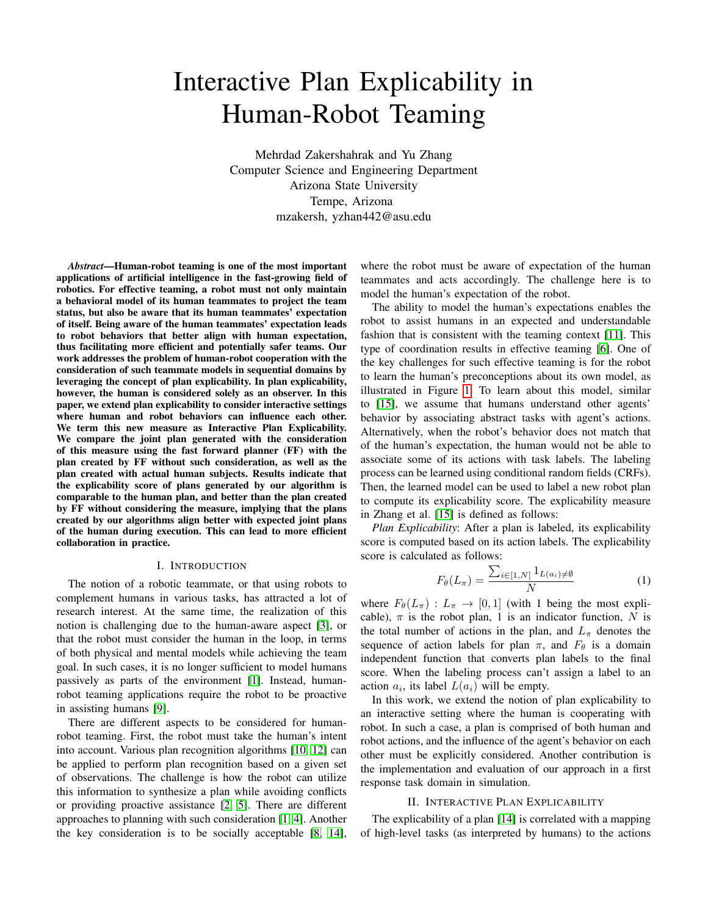# Interactive Plan Explicability in Human-Robot Teaming

Mehrdad Zakershahrak and Yu Zhang
Computer Science and Engineering Department
Arizona State University
Tempe, Arizona
mzakersh, yzhan442@asu.edu

***Abstract*—Human-robot teaming is one of the most important applications of artificial intelligence in the fast-growing field of robotics. For effective teaming, a robot must not only maintain a behavioral model of its human teammates to project the team status, but also be aware that its human teammates' expectation of itself. Being aware of the human teammates' expectation leads to robot behaviors that better align with human expectation, thus facilitating more efficient and potentially safer teams. Our work addresses the problem of human-robot cooperation with the consideration of such teammate models in sequential domains by leveraging the concept of plan explicability. In plan explicability, however, the human is considered solely as an observer. In this paper, we extend plan explicability to consider interactive settings where human and robot behaviors can influence each other. We term this new measure as Interactive Plan Explicability. We compare the joint plan generated with the consideration of this measure using the fast forward planner (FF) with the plan created by FF without such consideration, as well as the plan created with actual human subjects. Results indicate that the explicability score of plans generated by our algorithm is comparable to the human plan, and better than the plan created by FF without considering the measure, implying that the plans created by our algorithms align better with expected joint plans of the human during execution. This can lead to more efficient collaboration in practice.**

## I. Introduction

The notion of a robotic teammate, or that using robots to complement humans in various tasks, has attracted a lot of research interest. At the same time, the realization of this notion is challenging due to the human-aware aspect [3], or that the robot must consider the human in the loop, in terms of both physical and mental models while achieving the team goal. In such cases, it is no longer sufficient to model humans passively as parts of the environment [1]. Instead, human-robot teaming applications require the robot to be proactive in assisting humans [9].

There are different aspects to be considered for human-robot teaming. First, the robot must take the human's intent into account. Various plan recognition algorithms [10, 12] can be applied to perform plan recognition based on a given set of observations. The challenge is how the robot can utilize this information to synthesize a plan while avoiding conflicts or providing proactive assistance [2, 5]. There are different approaches to planning with such consideration [1, 4]. Another the key consideration is to be socially acceptable [8, 14], where the robot must be aware of expectation of the human teammates and acts accordingly. The challenge here is to model the human's expectation of the robot.

The ability to model the human's expectations enables the robot to assist humans in an expected and understandable fashion that is consistent with the teaming context [11]. This type of coordination results in effective teaming [6]. One of the key challenges for such effective teaming is for the robot to learn the human's preconceptions about its own model, as illustrated in Figure 1. To learn about this model, similar to [15], we assume that humans understand other agents' behavior by associating abstract tasks with agent's actions. Alternatively, when the robot's behavior does not match that of the human's expectation, the human would not be able to associate some of its actions with task labels. The labeling process can be learned using conditional random fields (CRFs). Then, the learned model can be used to label a new robot plan to compute its explicability score. The explicability measure in Zhang et al. [15] is defined as follows:

*Plan Explicability*: After a plan is labeled, its explicability score is computed based on its action labels. The explicability score is calculated as follows:

$$F_\theta(L_\pi) = \frac{\sum_{i\in[1,N]} 1_{L(a_i)\neq\emptyset}}{N} \quad (1)$$

where $F_\theta(L_\pi) : L_\pi \rightarrow [0, 1]$ (with 1 being the most explicable), $\pi$ is the robot plan, 1 is an indicator function, $N$ is the total number of actions in the plan, and $L_\pi$ denotes the sequence of action labels for plan $\pi$, and $F_\theta$ is a domain independent function that converts plan labels to the final score. When the labeling process can't assign a label to an action $a_i$, its label $L(a_i)$ will be empty.

In this work, we extend the notion of plan explicability to an interactive setting where the human is cooperating with robot. In such a case, a plan is comprised of both human and robot actions, and the influence of the agent's behavior on each other must be explicitly considered. Another contribution is the implementation and evaluation of our approach in a first response task domain in simulation.

## II. Interactive Plan Explicability

The explicability of a plan [14] is correlated with a mapping of high-level tasks (as interpreted by humans) to the actions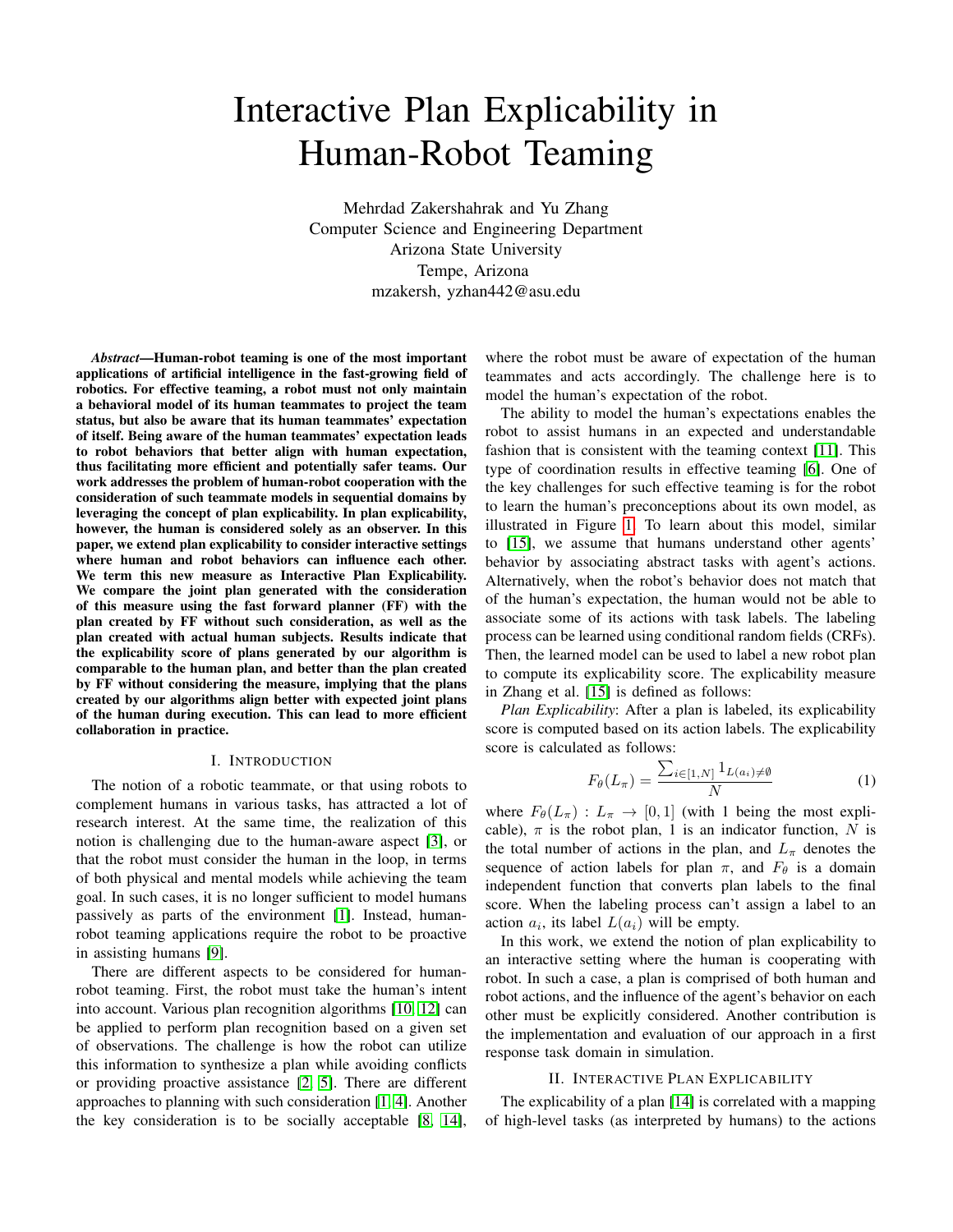# Interactive Plan Explicability in Human-Robot Teaming

Mehrdad Zakershahrak and Yu Zhang
Computer Science and Engineering Department
Arizona State University
Tempe, Arizona
mzakersh, yzhan442@asu.edu

***Abstract*—Human-robot teaming is one of the most important applications of artificial intelligence in the fast-growing field of robotics. For effective teaming, a robot must not only maintain a behavioral model of its human teammates to project the team status, but also be aware that its human teammates' expectation of itself. Being aware of the human teammates' expectation leads to robot behaviors that better align with human expectation, thus facilitating more efficient and potentially safer teams. Our work addresses the problem of human-robot cooperation with the consideration of such teammate models in sequential domains by leveraging the concept of plan explicability. In plan explicability, however, the human is considered solely as an observer. In this paper, we extend plan explicability to consider interactive settings where human and robot behaviors can influence each other. We term this new measure as Interactive Plan Explicability. We compare the joint plan generated with the consideration of this measure using the fast forward planner (FF) with the plan created by FF without such consideration, as well as the plan created with actual human subjects. Results indicate that the explicability score of plans generated by our algorithm is comparable to the human plan, and better than the plan created by FF without considering the measure, implying that the plans created by our algorithms align better with expected joint plans of the human during execution. This can lead to more efficient collaboration in practice.**

## I. Introduction

The notion of a robotic teammate, or that using robots to complement humans in various tasks, has attracted a lot of research interest. At the same time, the realization of this notion is challenging due to the human-aware aspect [3], or that the robot must consider the human in the loop, in terms of both physical and mental models while achieving the team goal. In such cases, it is no longer sufficient to model humans passively as parts of the environment [1]. Instead, human-robot teaming applications require the robot to be proactive in assisting humans [9].

There are different aspects to be considered for human-robot teaming. First, the robot must take the human's intent into account. Various plan recognition algorithms [10, 12] can be applied to perform plan recognition based on a given set of observations. The challenge is how the robot can utilize this information to synthesize a plan while avoiding conflicts or providing proactive assistance [2, 5]. There are different approaches to planning with such consideration [1, 4]. Another the key consideration is to be socially acceptable [8, 14], where the robot must be aware of expectation of the human teammates and acts accordingly. The challenge here is to model the human's expectation of the robot.

The ability to model the human's expectations enables the robot to assist humans in an expected and understandable fashion that is consistent with the teaming context [11]. This type of coordination results in effective teaming [6]. One of the key challenges for such effective teaming is for the robot to learn the human's preconceptions about its own model, as illustrated in Figure 1. To learn about this model, similar to [15], we assume that humans understand other agents' behavior by associating abstract tasks with agent's actions. Alternatively, when the robot's behavior does not match that of the human's expectation, the human would not be able to associate some of its actions with task labels. The labeling process can be learned using conditional random fields (CRFs). Then, the learned model can be used to label a new robot plan to compute its explicability score. The explicability measure in Zhang et al. [15] is defined as follows:

*Plan Explicability*: After a plan is labeled, its explicability score is computed based on its action labels. The explicability score is calculated as follows:

$$F_\theta(L_\pi) = \frac{\sum_{i \in [1,N]} 1_{L(a_i) \neq \emptyset}}{N} \tag{1}$$

where $F_\theta(L_\pi) : L_\pi \to [0, 1]$ (with 1 being the most explicable), $\pi$ is the robot plan, 1 is an indicator function, $N$ is the total number of actions in the plan, and $L_\pi$ denotes the sequence of action labels for plan $\pi$, and $F_\theta$ is a domain independent function that converts plan labels to the final score. When the labeling process can't assign a label to an action $a_i$, its label $L(a_i)$ will be empty.

In this work, we extend the notion of plan explicability to an interactive setting where the human is cooperating with robot. In such a case, a plan is comprised of both human and robot actions, and the influence of the agent's behavior on each other must be explicitly considered. Another contribution is the implementation and evaluation of our approach in a first response task domain in simulation.

## II. Interactive Plan Explicability

The explicability of a plan [14] is correlated with a mapping of high-level tasks (as interpreted by humans) to the actions